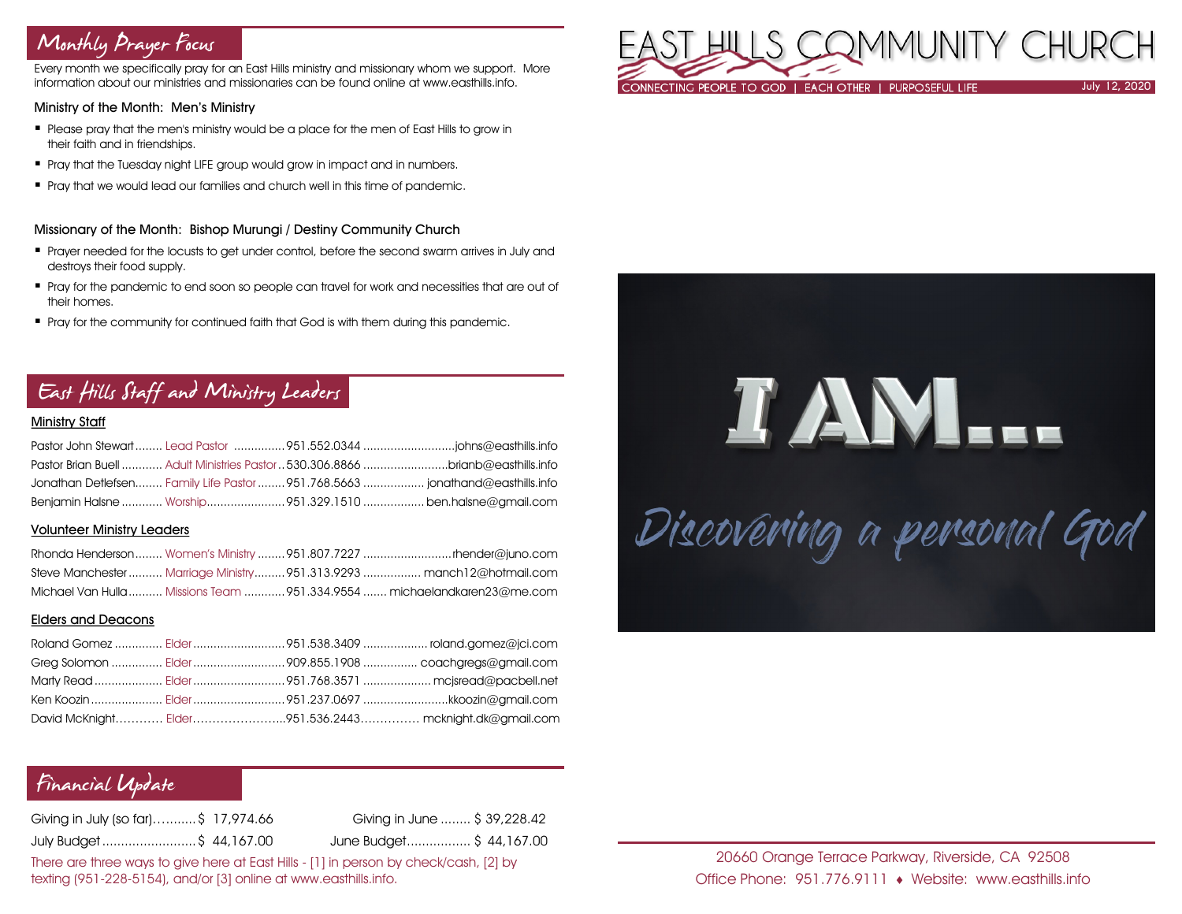# EAST HILLS COMMUNITY CHURCH

CONNECTING PEOPLE TO GOD | EACH OTHER | PURPOSEFUL LIFE

July 12, 2020

I AM...

Discovering a personal God

20660 Orange Terrace Parkway, Riverside, CA 92508

Office Phone: 951.776.9111 ♦ Website: www.easthills.info

## Monthly Prayer Focus

Every month we specifically pray for an East Hills ministry and missionary whom we support. More information about our ministries and missionaries can be found online at www.easthills.info.

### Ministry of the Month: Men's Ministry

- Please pray that the men's ministry would be a place for the men of East Hills to grow in their faith and in friendships.
- Pray that the Tuesday night LIFE group would grow in impact and in numbers.
- Pray that we would lead our families and church well in this time of pandemic.

### Missionary of the Month: Bishop Murungi / Destiny Community Church

- Prayer needed for the locusts to get under control, before the second swarm arrives in July and destroys their food supply.
- Pray for the pandemic to end soon so people can travel for work and necessities that are out of their homes.
- Pray for the community for continued faith that God is with them during this pandemic.

## East Hills Staff and Ministry Leaders

### Ministry Staff

| Name | Role | Phone | Email |
|---|---|---|---|
| Pastor John Stewart | Lead Pastor | 951.552.0344 | johns@easthills.info |
| Pastor Brian Buell | Adult Ministries Pastor | 530.306.8866 | brianb@easthills.info |
| Jonathan Detlefsen | Family Life Pastor | 951.768.5663 | jonathand@easthills.info |
| Benjamin Halsne | Worship | 951.329.1510 | ben.halsne@gmail.com |

### Volunteer Ministry Leaders

| Name | Role | Phone | Email |
|---|---|---|---|
| Rhonda Henderson | Women's Ministry | 951.807.7227 | rhender@juno.com |
| Steve Manchester | Marriage Ministry | 951.313.9293 | manch12@hotmail.com |
| Michael Van Hulla | Missions Team | 951.334.9554 | michaelandkaren23@me.com |

### Elders and Deacons

| Name | Role | Phone | Email |
|---|---|---|---|
| Roland Gomez | Elder | 951.538.3409 | roland.gomez@jci.com |
| Greg Solomon | Elder | 909.855.1908 | coachgregs@gmail.com |
| Marty Read | Elder | 951.768.3571 | mcjsread@pacbell.net |
| Ken Koozin | Elder | 951.237.0697 | kkoozin@gmail.com |
| David McKnight | Elder | 951.536.2443 | mcknight.dk@gmail.com |

## Financial Update

| | | | |
|---|---|---|---|
| Giving in July (so far) | $ 17,974.66 | Giving in June | $ 39,228.42 |
| July Budget | $ 44,167.00 | June Budget | $ 44,167.00 |

There are three ways to give here at East Hills - [1] in person by check/cash, [2] by texting (951-228-5154), and/or [3] online at www.easthills.info.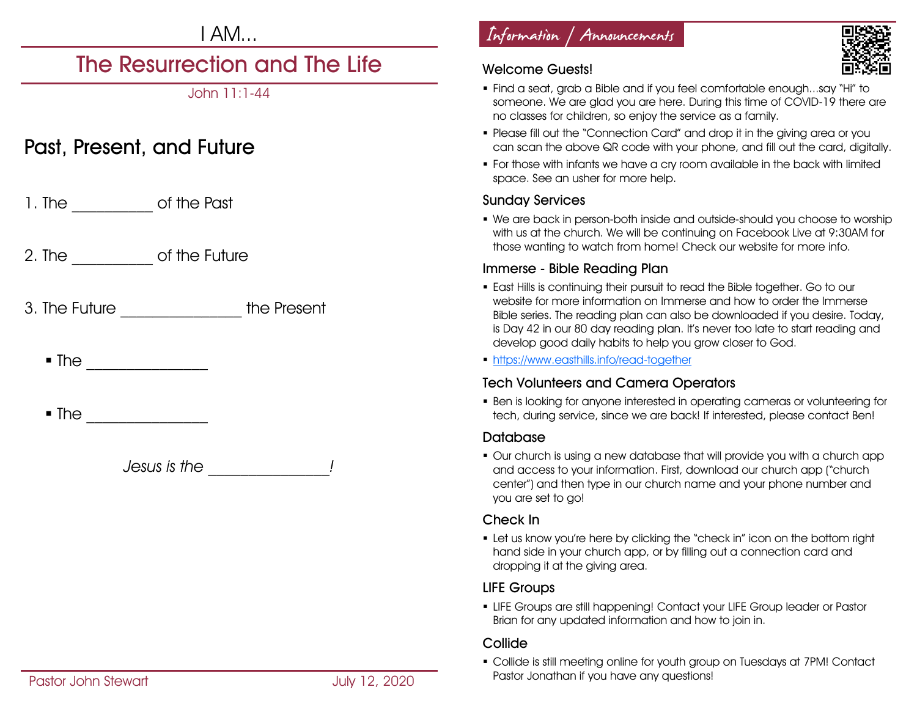# I AM...

## The Resurrection and The Life

John 11:1-44

## Past, Present, and Future

1. The __________ of the Past

2. The __________ of the Future

3. The Future _______________ the Present

    - The _______________

    - The _______________

*Jesus is the _______________!*

Pastor John Stewart July 12, 2020

## Information / Announcements

### Welcome Guests!

- Find a seat, grab a Bible and if you feel comfortable enough...say "Hi" to someone. We are glad you are here. During this time of COVID-19 there are no classes for children, so enjoy the service as a family.
- Please fill out the "Connection Card" and drop it in the giving area or you can scan the above QR code with your phone, and fill out the card, digitally.
- For those with infants we have a cry room available in the back with limited space. See an usher for more help.

### Sunday Services

- We are back in person-both inside and outside-should you choose to worship with us at the church. We will be continuing on Facebook Live at 9:30AM for those wanting to watch from home! Check our website for more info.

### Immerse - Bible Reading Plan

- East Hills is continuing their pursuit to read the Bible together. Go to our website for more information on Immerse and how to order the Immerse Bible series. The reading plan can also be downloaded if you desire. Today, is Day 42 in our 80 day reading plan. It's never too late to start reading and develop good daily habits to help you grow closer to God.
- https://www.easthills.info/read-together

### Tech Volunteers and Camera Operators

- Ben is looking for anyone interested in operating cameras or volunteering for tech, during service, since we are back! If interested, please contact Ben!

### Database

- Our church is using a new database that will provide you with a church app and access to your information. First, download our church app ("church center") and then type in our church name and your phone number and you are set to go!

### Check In

- Let us know you're here by clicking the "check in" icon on the bottom right hand side in your church app, or by filling out a connection card and dropping it at the giving area.

### LIFE Groups

- LIFE Groups are still happening! Contact your LIFE Group leader or Pastor Brian for any updated information and how to join in.

### Collide

- Collide is still meeting online for youth group on Tuesdays at 7PM! Contact Pastor Jonathan if you have any questions!